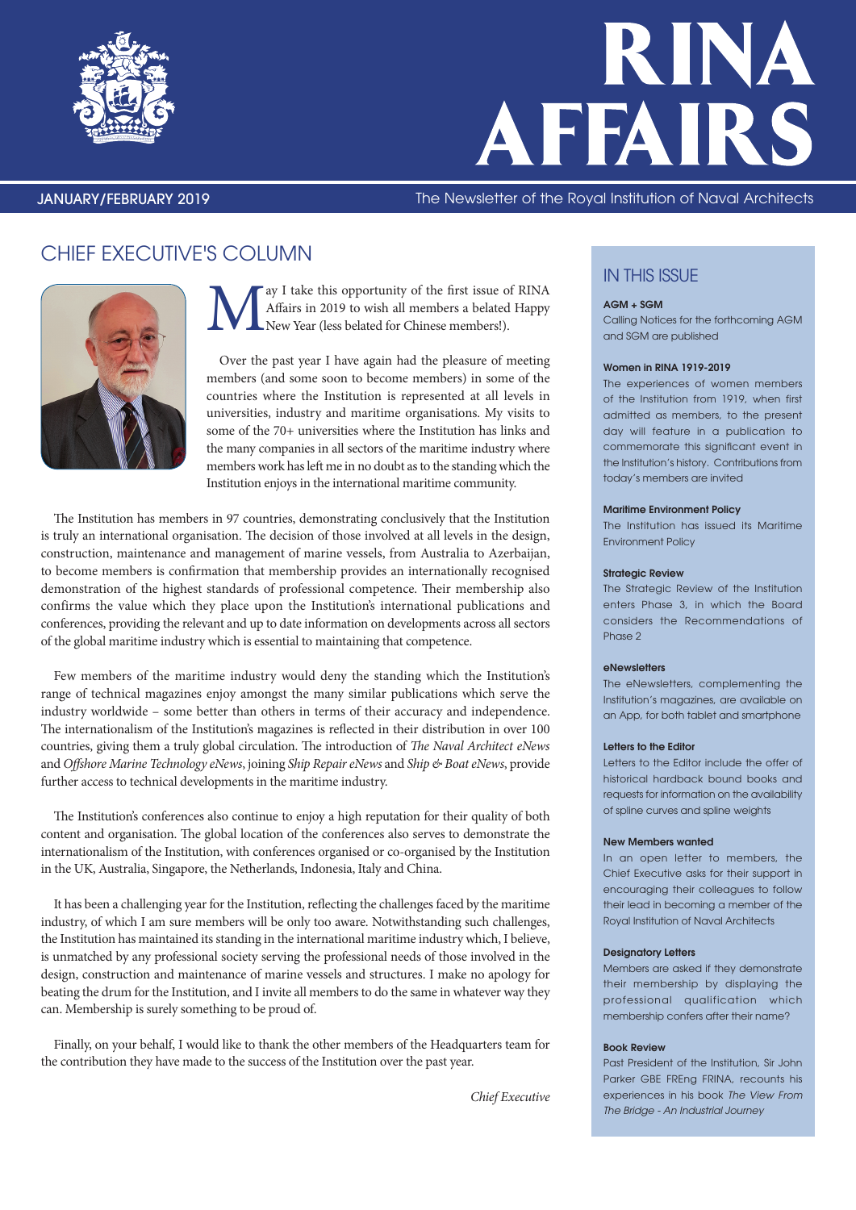# RINA AFFAIRS

JANUARY/FEBRUARY 2019

The Newsletter of the Royal Institution of Naval Architects

## CHIEF EXECUTIVE'S COLUMN

May I take this opportunity of the first issue of RINA Affairs in 2019 to wish all members a belated Happy New Year (less belated for Chinese members!).

Over the past year I have again had the pleasure of meeting members (and some soon to become members) in some of the countries where the Institution is represented at all levels in universities, industry and maritime organisations. My visits to some of the 70+ universities where the Institution has links and the many companies in all sectors of the maritime industry where members work has left me in no doubt as to the standing which the Institution enjoys in the international maritime community.

The Institution has members in 97 countries, demonstrating conclusively that the Institution is truly an international organisation. The decision of those involved at all levels in the design, construction, maintenance and management of marine vessels, from Australia to Azerbaijan, to become members is confirmation that membership provides an internationally recognised demonstration of the highest standards of professional competence. Their membership also confirms the value which they place upon the Institution's international publications and conferences, providing the relevant and up to date information on developments across all sectors of the global maritime industry which is essential to maintaining that competence.

Few members of the maritime industry would deny the standing which the Institution's range of technical magazines enjoy amongst the many similar publications which serve the industry worldwide – some better than others in terms of their accuracy and independence. The internationalism of the Institution's magazines is reflected in their distribution in over 100 countries, giving them a truly global circulation. The introduction of *The Naval Architect eNews* and *Offshore Marine Technology eNews*, joining *Ship Repair eNews* and *Ship & Boat eNews*, provide further access to technical developments in the maritime industry.

The Institution's conferences also continue to enjoy a high reputation for their quality of both content and organisation. The global location of the conferences also serves to demonstrate the internationalism of the Institution, with conferences organised or co-organised by the Institution in the UK, Australia, Singapore, the Netherlands, Indonesia, Italy and China.

It has been a challenging year for the Institution, reflecting the challenges faced by the maritime industry, of which I am sure members will be only too aware. Notwithstanding such challenges, the Institution has maintained its standing in the international maritime industry which, I believe, is unmatched by any professional society serving the professional needs of those involved in the design, construction and maintenance of marine vessels and structures. I make no apology for beating the drum for the Institution, and I invite all members to do the same in whatever way they can. Membership is surely something to be proud of.

Finally, on your behalf, I would like to thank the other members of the Headquarters team for the contribution they have made to the success of the Institution over the past year.

*Chief Executive*

## IN THIS ISSUE

**AGM + SGM**
Calling Notices for the forthcoming AGM and SGM are published

**Women in RINA 1919-2019**
The experiences of women members of the Institution from 1919, when first admitted as members, to the present day will feature in a publication to commemorate this significant event in the Institution's history. Contributions from today's members are invited

**Maritime Environment Policy**
The Institution has issued its Maritime Environment Policy

**Strategic Review**
The Strategic Review of the Institution enters Phase 3, in which the Board considers the Recommendations of Phase 2

**eNewsletters**
The eNewsletters, complementing the Institution's magazines, are available on an App, for both tablet and smartphone

**Letters to the Editor**
Letters to the Editor include the offer of historical hardback bound books and requests for information on the availability of spline curves and spline weights

**New Members wanted**
In an open letter to members, the Chief Executive asks for their support in encouraging their colleagues to follow their lead in becoming a member of the Royal Institution of Naval Architects

**Designatory Letters**
Members are asked if they demonstrate their membership by displaying the professional qualification which membership confers after their name?

**Book Review**
Past President of the Institution, Sir John Parker GBE FREng FRINA, recounts his experiences in his book *The View From The Bridge - An Industrial Journey*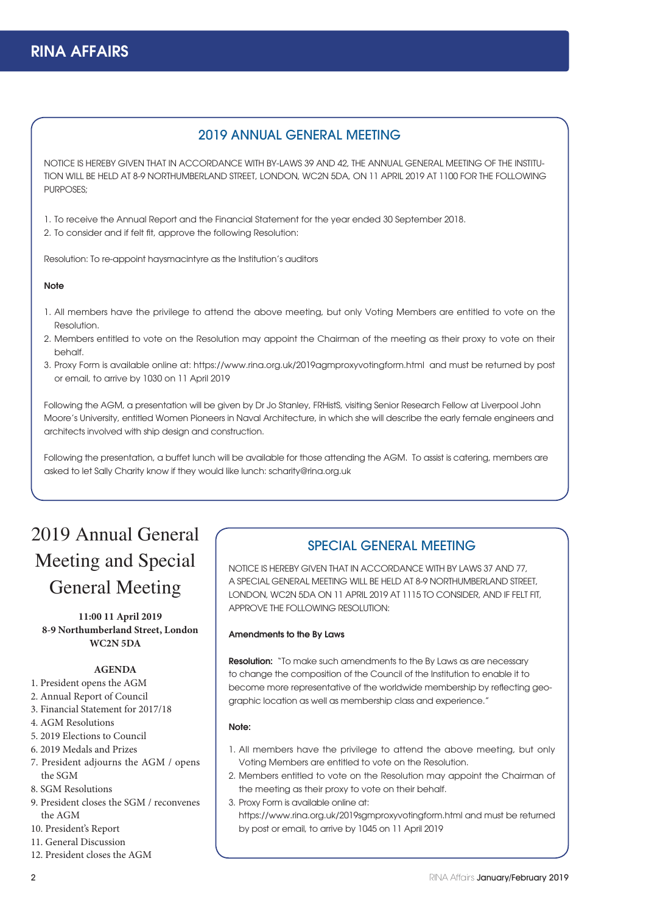## 2019 ANNUAL GENERAL MEETING

NOTICE IS HEREBY GIVEN THAT IN ACCORDANCE WITH BY-LAWS 39 AND 42, THE ANNUAL GENERAL MEETING OF THE INSTITUTION WILL BE HELD AT 8-9 NORTHUMBERLAND STREET, LONDON, WC2N 5DA, ON 11 APRIL 2019 AT 1100 FOR THE FOLLOWING PURPOSES;

1. To receive the Annual Report and the Financial Statement for the year ended 30 September 2018.
2. To consider and if felt fit, approve the following Resolution:

Resolution: To re-appoint haysmacintyre as the Institution's auditors

**Note**

1. All members have the privilege to attend the above meeting, but only Voting Members are entitled to vote on the Resolution.
2. Members entitled to vote on the Resolution may appoint the Chairman of the meeting as their proxy to vote on their behalf.
3. Proxy Form is available online at: https://www.rina.org.uk/2019agmproxyvotingform.html and must be returned by post or email, to arrive by 1030 on 11 April 2019

Following the AGM, a presentation will be given by Dr Jo Stanley, FRHistS, visiting Senior Research Fellow at Liverpool John Moore's University, entitled Women Pioneers in Naval Architecture, in which she will describe the early female engineers and architects involved with ship design and construction.

Following the presentation, a buffet lunch will be available for those attending the AGM. To assist is catering, members are asked to let Sally Charity know if they would like lunch: scharity@rina.org.uk

# 2019 Annual General Meeting and Special General Meeting

**11:00 11 April 2019**
**8-9 Northumberland Street, London WC2N 5DA**

**AGENDA**

1. President opens the AGM
2. Annual Report of Council
3. Financial Statement for 2017/18
4. AGM Resolutions
5. 2019 Elections to Council
6. 2019 Medals and Prizes
7. President adjourns the AGM / opens the SGM
8. SGM Resolutions
9. President closes the SGM / reconvenes the AGM
10. President's Report
11. General Discussion
12. President closes the AGM

## SPECIAL GENERAL MEETING

NOTICE IS HEREBY GIVEN THAT IN ACCORDANCE WITH BY LAWS 37 AND 77, A SPECIAL GENERAL MEETING WILL BE HELD AT 8-9 NORTHUMBERLAND STREET, LONDON, WC2N 5DA ON 11 APRIL 2019 AT 1115 TO CONSIDER, AND IF FELT FIT, APPROVE THE FOLLOWING RESOLUTION:

**Amendments to the By Laws**

**Resolution:** "To make such amendments to the By Laws as are necessary to change the composition of the Council of the Institution to enable it to become more representative of the worldwide membership by reflecting geographic location as well as membership class and experience."

**Note:**

1. All members have the privilege to attend the above meeting, but only Voting Members are entitled to vote on the Resolution.
2. Members entitled to vote on the Resolution may appoint the Chairman of the meeting as their proxy to vote on their behalf.
3. Proxy Form is available online at: https://www.rina.org.uk/2019sgmproxyvotingform.html and must be returned by post or email, to arrive by 1045 on 11 April 2019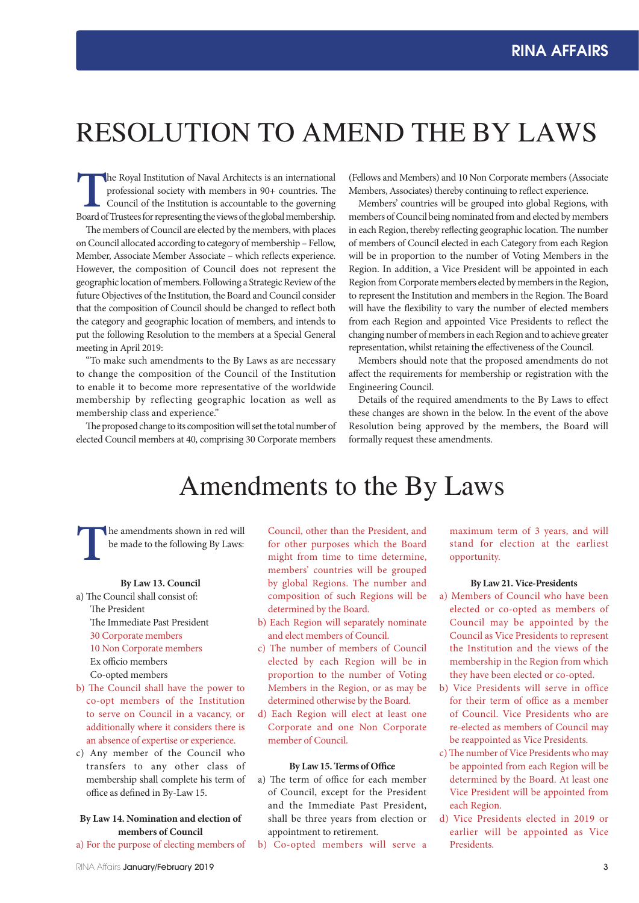// RESOLUTION TO AMEND THE BY LAWS

# RESOLUTION TO AMEND THE BY LAWS

The Royal Institution of Naval Architects is an international professional society with members in 90+ countries. The Council of the Institution is accountable to the governing Board of Trustees for representing the views of the global membership.

The members of Council are elected by the members, with places on Council allocated according to category of membership – Fellow, Member, Associate Member Associate – which reflects experience. However, the composition of Council does not represent the geographic location of members. Following a Strategic Review of the future Objectives of the Institution, the Board and Council consider that the composition of Council should be changed to reflect both the category and geographic location of members, and intends to put the following Resolution to the members at a Special General meeting in April 2019:

"To make such amendments to the By Laws as are necessary to change the composition of the Council of the Institution to enable it to become more representative of the worldwide membership by reflecting geographic location as well as membership class and experience."

The proposed change to its composition will set the total number of elected Council members at 40, comprising 30 Corporate members (Fellows and Members) and 10 Non Corporate members (Associate Members, Associates) thereby continuing to reflect experience.

Members' countries will be grouped into global Regions, with members of Council being nominated from and elected by members in each Region, thereby reflecting geographic location. The number of members of Council elected in each Category from each Region will be in proportion to the number of Voting Members in the Region. In addition, a Vice President will be appointed in each Region from Corporate members elected by members in the Region, to represent the Institution and members in the Region. The Board will have the flexibility to vary the number of elected members from each Region and appointed Vice Presidents to reflect the changing number of members in each Region and to achieve greater representation, whilst retaining the effectiveness of the Council.

Members should note that the proposed amendments do not affect the requirements for membership or registration with the Engineering Council.

Details of the required amendments to the By Laws to effect these changes are shown in the below. In the event of the above Resolution being approved by the members, the Board will formally request these amendments.

## Amendments to the By Laws

The amendments shown in red will be made to the following By Laws:

**By Law 13. Council**

a) The Council shall consist of:
   - The President
   - The Immediate Past President
   - 30 Corporate members
   - 10 Non Corporate members
   - Ex officio members
   - Co-opted members

b) The Council shall have the power to co-opt members of the Institution to serve on Council in a vacancy, or additionally where it considers there is an absence of expertise or experience.

c) Any member of the Council who transfers to any other class of membership shall complete his term of office as defined in By-Law 15.

**By Law 14. Nomination and election of members of Council**

a) For the purpose of electing members of Council, other than the President, and for other purposes which the Board might from time to time determine, members' countries will be grouped by global Regions. The number and composition of such Regions will be determined by the Board.

b) Each Region will separately nominate and elect members of Council.

c) The number of members of Council elected by each Region will be in proportion to the number of Voting Members in the Region, or as may be determined otherwise by the Board.

d) Each Region will elect at least one Corporate and one Non Corporate member of Council.

**By Law 15. Terms of Office**

a) The term of office for each member of Council, except for the President and the Immediate Past President, shall be three years from election or appointment to retirement.

b) Co-opted members will serve a maximum term of 3 years, and will stand for election at the earliest opportunity.

**By Law 21. Vice-Presidents**

a) Members of Council who have been elected or co-opted as members of Council may be appointed by the Council as Vice Presidents to represent the Institution and the views of the membership in the Region from which they have been elected or co-opted.

b) Vice Presidents will serve in office for their term of office as a member of Council. Vice Presidents who are re-elected as members of Council may be reappointed as Vice Presidents.

c) The number of Vice Presidents who may be appointed from each Region will be determined by the Board. At least one Vice President will be appointed from each Region.

d) Vice Presidents elected in 2019 or earlier will be appointed as Vice Presidents.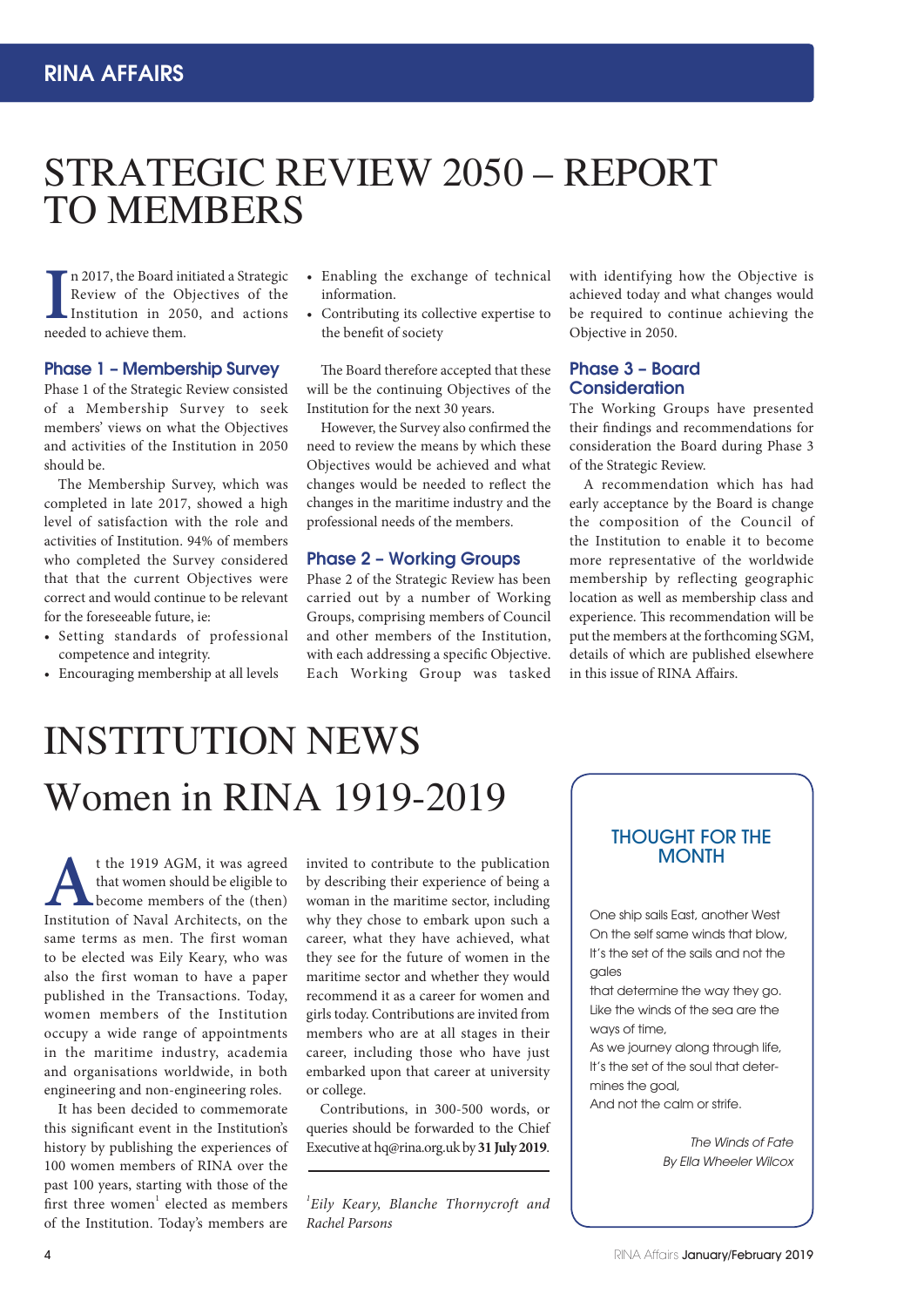# STRATEGIC REVIEW 2050 – REPORT TO MEMBERS

In 2017, the Board initiated a Strategic Review of the Objectives of the Institution in 2050, and actions needed to achieve them.

### Phase 1 – Membership Survey

Phase 1 of the Strategic Review consisted of a Membership Survey to seek members' views on what the Objectives and activities of the Institution in 2050 should be.

The Membership Survey, which was completed in late 2017, showed a high level of satisfaction with the role and activities of Institution. 94% of members who completed the Survey considered that that the current Objectives were correct and would continue to be relevant for the foreseeable future, ie:

- Setting standards of professional competence and integrity.
- Encouraging membership at all levels
- Enabling the exchange of technical information.
- Contributing its collective expertise to the benefit of society

The Board therefore accepted that these will be the continuing Objectives of the Institution for the next 30 years.

However, the Survey also confirmed the need to review the means by which these Objectives would be achieved and what changes would be needed to reflect the changes in the maritime industry and the professional needs of the members.

### Phase 2 – Working Groups

Phase 2 of the Strategic Review has been carried out by a number of Working Groups, comprising members of Council and other members of the Institution, with each addressing a specific Objective. Each Working Group was tasked with identifying how the Objective is achieved today and what changes would be required to continue achieving the Objective in 2050.

### Phase 3 – Board Consideration

The Working Groups have presented their findings and recommendations for consideration the Board during Phase 3 of the Strategic Review.

A recommendation which has had early acceptance by the Board is change the composition of the Council of the Institution to enable it to become more representative of the worldwide membership by reflecting geographic location as well as membership class and experience. This recommendation will be put the members at the forthcoming SGM, details of which are published elsewhere in this issue of RINA Affairs.

# INSTITUTION NEWS

## Women in RINA 1919-2019

At the 1919 AGM, it was agreed that women should be eligible to become members of the (then) Institution of Naval Architects, on the same terms as men. The first woman to be elected was Eily Keary, who was also the first woman to have a paper published in the Transactions. Today, women members of the Institution occupy a wide range of appointments in the maritime industry, academia and organisations worldwide, in both engineering and non-engineering roles.

It has been decided to commemorate this significant event in the Institution's history by publishing the experiences of 100 women members of RINA over the past 100 years, starting with those of the first three women[1] elected as members of the Institution. Today's members are invited to contribute to the publication by describing their experience of being a woman in the maritime sector, including why they chose to embark upon such a career, what they have achieved, what they see for the future of women in the maritime sector and whether they would recommend it as a career for women and girls today. Contributions are invited from members who are at all stages in their career, including those who have just embarked upon that career at university or college.

Contributions, in 300-500 words, or queries should be forwarded to the Chief Executive at hq@rina.org.uk by **31 July 2019**.

*[1]Eily Keary, Blanche Thornycroft and Rachel Parsons*

### THOUGHT FOR THE MONTH

One ship sails East, another West
On the self same winds that blow,
It's the set of the sails and not the gales
that determine the way they go.
Like the winds of the sea are the ways of time,
As we journey along through life,
It's the set of the soul that determines the goal,
And not the calm or strife.

*The Winds of Fate*
*By Ella Wheeler Wilcox*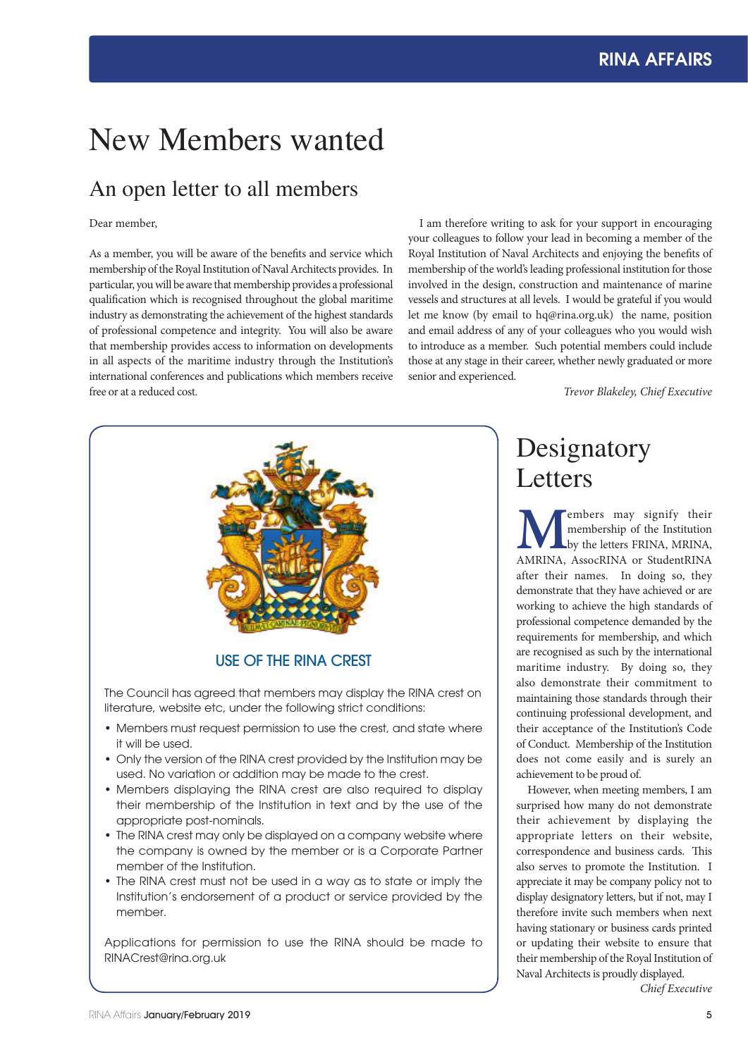# New Members wanted

## An open letter to all members

Dear member,

As a member, you will be aware of the benefits and service which membership of the Royal Institution of Naval Architects provides. In particular, you will be aware that membership provides a professional qualification which is recognised throughout the global maritime industry as demonstrating the achievement of the highest standards of professional competence and integrity. You will also be aware that membership provides access to information on developments in all aspects of the maritime industry through the Institution's international conferences and publications which members receive free or at a reduced cost.

I am therefore writing to ask for your support in encouraging your colleagues to follow your lead in becoming a member of the Royal Institution of Naval Architects and enjoying the benefits of membership of the world's leading professional institution for those involved in the design, construction and maintenance of marine vessels and structures at all levels. I would be grateful if you would let me know (by email to hq@rina.org.uk) the name, position and email address of any of your colleagues who you would wish to introduce as a member. Such potential members could include those at any stage in their career, whether newly graduated or more senior and experienced.

*Trevor Blakeley, Chief Executive*

### USE OF THE RINA CREST

The Council has agreed that members may display the RINA crest on literature, website etc, under the following strict conditions:

- Members must request permission to use the crest, and state where it will be used.
- Only the version of the RINA crest provided by the Institution may be used. No variation or addition may be made to the crest.
- Members displaying the RINA crest are also required to display their membership of the Institution in text and by the use of the appropriate post-nominals.
- The RINA crest may only be displayed on a company website where the company is owned by the member or is a Corporate Partner member of the Institution.
- The RINA crest must not be used in a way as to state or imply the Institution's endorsement of a product or service provided by the member.

Applications for permission to use the RINA should be made to RINACrest@rina.org.uk

## Designatory Letters

Members may signify their membership of the Institution by the letters FRINA, MRINA, AMRINA, AssocRINA or StudentRINA after their names. In doing so, they demonstrate that they have achieved or are working to achieve the high standards of professional competence demanded by the requirements for membership, and which are recognised as such by the international maritime industry. By doing so, they also demonstrate their commitment to maintaining those standards through their continuing professional development, and their acceptance of the Institution's Code of Conduct. Membership of the Institution does not come easily and is surely an achievement to be proud of.

However, when meeting members, I am surprised how many do not demonstrate their achievement by displaying the appropriate letters on their website, correspondence and business cards. This also serves to promote the Institution. I appreciate it may be company policy not to display designatory letters, but if not, may I therefore invite such members when next having stationary or business cards printed or updating their website to ensure that their membership of the Royal Institution of Naval Architects is proudly displayed.

*Chief Executive*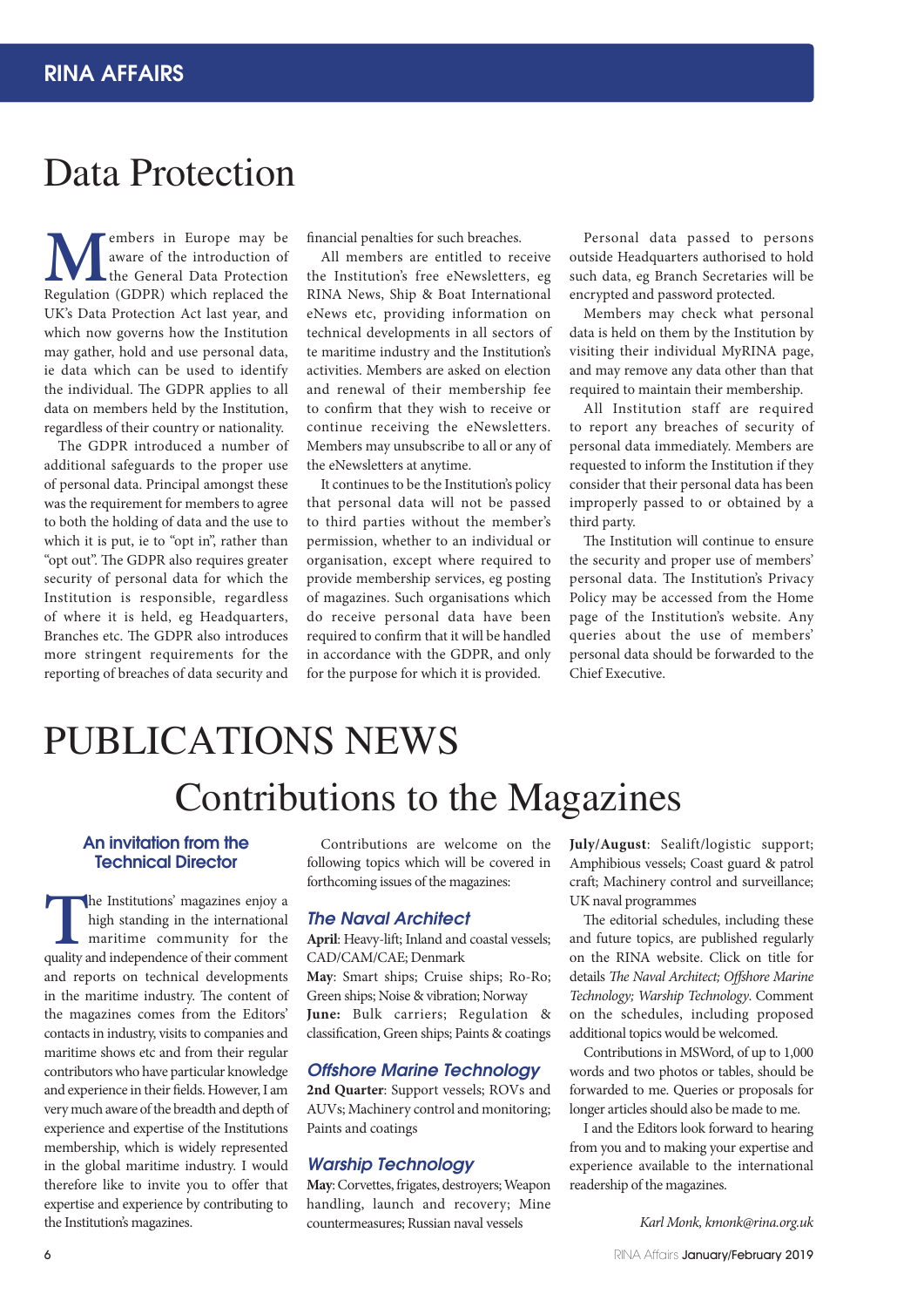# Data Protection

Members in Europe may be aware of the introduction of the General Data Protection Regulation (GDPR) which replaced the UK's Data Protection Act last year, and which now governs how the Institution may gather, hold and use personal data, ie data which can be used to identify the individual. The GDPR applies to all data on members held by the Institution, regardless of their country or nationality.

The GDPR introduced a number of additional safeguards to the proper use of personal data. Principal amongst these was the requirement for members to agree to both the holding of data and the use to which it is put, ie to "opt in", rather than "opt out". The GDPR also requires greater security of personal data for which the Institution is responsible, regardless of where it is held, eg Headquarters, Branches etc. The GDPR also introduces more stringent requirements for the reporting of breaches of data security and financial penalties for such breaches.

All members are entitled to receive the Institution's free eNewsletters, eg RINA News, Ship & Boat International eNews etc, providing information on technical developments in all sectors of te maritime industry and the Institution's activities. Members are asked on election and renewal of their membership fee to confirm that they wish to receive or continue receiving the eNewsletters. Members may unsubscribe to all or any of the eNewsletters at anytime.

It continues to be the Institution's policy that personal data will not be passed to third parties without the member's permission, whether to an individual or organisation, except where required to provide membership services, eg posting of magazines. Such organisations which do receive personal data have been required to confirm that it will be handled in accordance with the GDPR, and only for the purpose for which it is provided.

Personal data passed to persons outside Headquarters authorised to hold such data, eg Branch Secretaries will be encrypted and password protected.

Members may check what personal data is held on them by the Institution by visiting their individual MyRINA page, and may remove any data other than that required to maintain their membership.

All Institution staff are required to report any breaches of security of personal data immediately. Members are requested to inform the Institution if they consider that their personal data has been improperly passed to or obtained by a third party.

The Institution will continue to ensure the security and proper use of members' personal data. The Institution's Privacy Policy may be accessed from the Home page of the Institution's website. Any queries about the use of members' personal data should be forwarded to the Chief Executive.

# PUBLICATIONS NEWS

## Contributions to the Magazines

### An invitation from the Technical Director

The Institutions' magazines enjoy a high standing in the international maritime community for the quality and independence of their comment and reports on technical developments in the maritime industry. The content of the magazines comes from the Editors' contacts in industry, visits to companies and maritime shows etc and from their regular contributors who have particular knowledge and experience in their fields. However, I am very much aware of the breadth and depth of experience and expertise of the Institutions membership, which is widely represented in the global maritime industry. I would therefore like to invite you to offer that expertise and experience by contributing to the Institution's magazines.

Contributions are welcome on the following topics which will be covered in forthcoming issues of the magazines:

### *The Naval Architect*

**April**: Heavy-lift; Inland and coastal vessels; CAD/CAM/CAE; Denmark

**May**: Smart ships; Cruise ships; Ro-Ro; Green ships; Noise & vibration; Norway

**June:** Bulk carriers; Regulation & classification, Green ships; Paints & coatings

### *Offshore Marine Technology*

**2nd Quarter**: Support vessels; ROVs and AUVs; Machinery control and monitoring; Paints and coatings

### *Warship Technology*

**May**: Corvettes, frigates, destroyers; Weapon handling, launch and recovery; Mine countermeasures; Russian naval vessels

**July/August**: Sealift/logistic support; Amphibious vessels; Coast guard & patrol craft; Machinery control and surveillance; UK naval programmes

The editorial schedules, including these and future topics, are published regularly on the RINA website. Click on title for details *The Naval Architect; Offshore Marine Technology; Warship Technology*. Comment on the schedules, including proposed additional topics would be welcomed.

Contributions in MSWord, of up to 1,000 words and two photos or tables, should be forwarded to me. Queries or proposals for longer articles should also be made to me.

I and the Editors look forward to hearing from you and to making your expertise and experience available to the international readership of the magazines.

*Karl Monk, kmonk@rina.org.uk*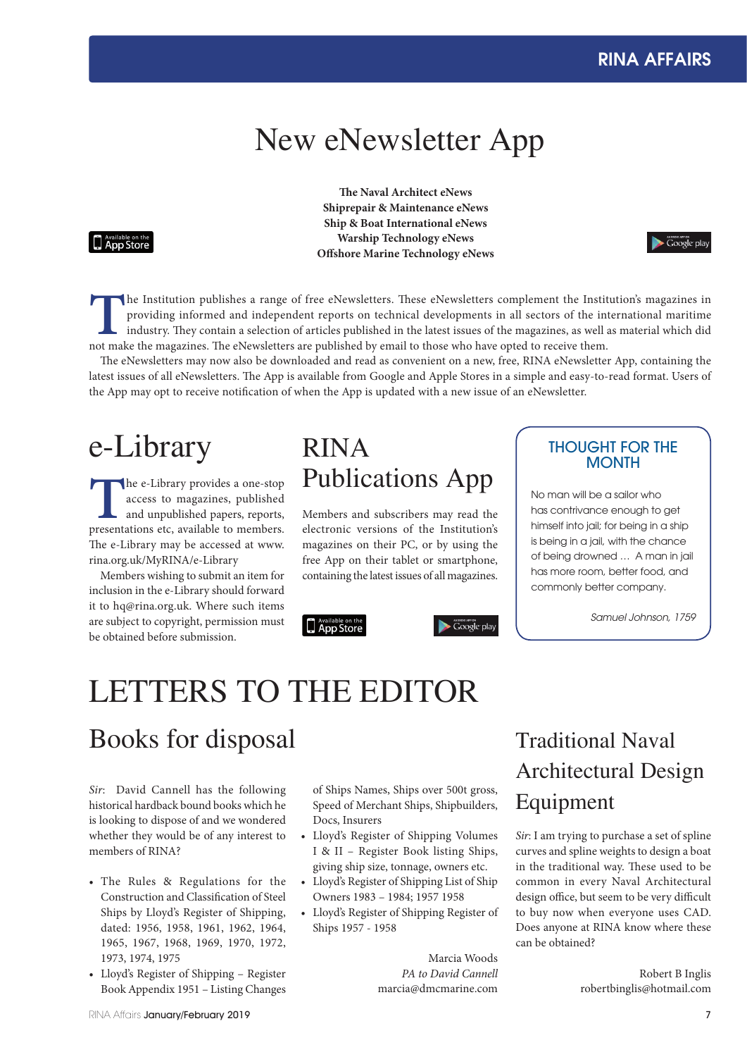# New eNewsletter App

**The Naval Architect eNews**
**Shiprepair & Maintenance eNews**
**Ship & Boat International eNews**
**Warship Technology eNews**
**Offshore Marine Technology eNews**

The Institution publishes a range of free eNewsletters. These eNewsletters complement the Institution's magazines in providing informed and independent reports on technical developments in all sectors of the international maritime industry. They contain a selection of articles published in the latest issues of the magazines, as well as material which did not make the magazines. The eNewsletters are published by email to those who have opted to receive them.

The eNewsletters may now also be downloaded and read as convenient on a new, free, RINA eNewsletter App, containing the latest issues of all eNewsletters. The App is available from Google and Apple Stores in a simple and easy-to-read format. Users of the App may opt to receive notification of when the App is updated with a new issue of an eNewsletter.

# e-Library

The e-Library provides a one-stop access to magazines, published and unpublished papers, reports, presentations etc, available to members. The e-Library may be accessed at www.rina.org.uk/MyRINA/e-Library

Members wishing to submit an item for inclusion in the e-Library should forward it to hq@rina.org.uk. Where such items are subject to copyright, permission must be obtained before submission.

# RINA Publications App

Members and subscribers may read the electronic versions of the Institution's magazines on their PC, or by using the free App on their tablet or smartphone, containing the latest issues of all magazines.

## THOUGHT FOR THE MONTH

No man will be a sailor who has contrivance enough to get himself into jail; for being in a ship is being in a jail, with the chance of being drowned … A man in jail has more room, better food, and commonly better company.

*Samuel Johnson, 1759*

# LETTERS TO THE EDITOR

## Books for disposal

*Sir*: David Cannell has the following historical hardback bound books which he is looking to dispose of and we wondered whether they would be of any interest to members of RINA?

- The Rules & Regulations for the Construction and Classification of Steel Ships by Lloyd's Register of Shipping, dated: 1956, 1958, 1961, 1962, 1964, 1965, 1967, 1968, 1969, 1970, 1972, 1973, 1974, 1975
- Lloyd's Register of Shipping – Register Book Appendix 1951 – Listing Changes of Ships Names, Ships over 500t gross, Speed of Merchant Ships, Shipbuilders, Docs, Insurers
- Lloyd's Register of Shipping Volumes I & II – Register Book listing Ships, giving ship size, tonnage, owners etc.
- Lloyd's Register of Shipping List of Ship Owners 1983 – 1984; 1957 1958
- Lloyd's Register of Shipping Register of Ships 1957 - 1958

Marcia Woods
*PA to David Cannell*
marcia@dmcmarine.com

## Traditional Naval Architectural Design Equipment

*Sir*: I am trying to purchase a set of spline curves and spline weights to design a boat in the traditional way. These used to be common in every Naval Architectural design office, but seem to be very difficult to buy now when everyone uses CAD. Does anyone at RINA know where these can be obtained?

Robert B Inglis
robertbinglis@hotmail.com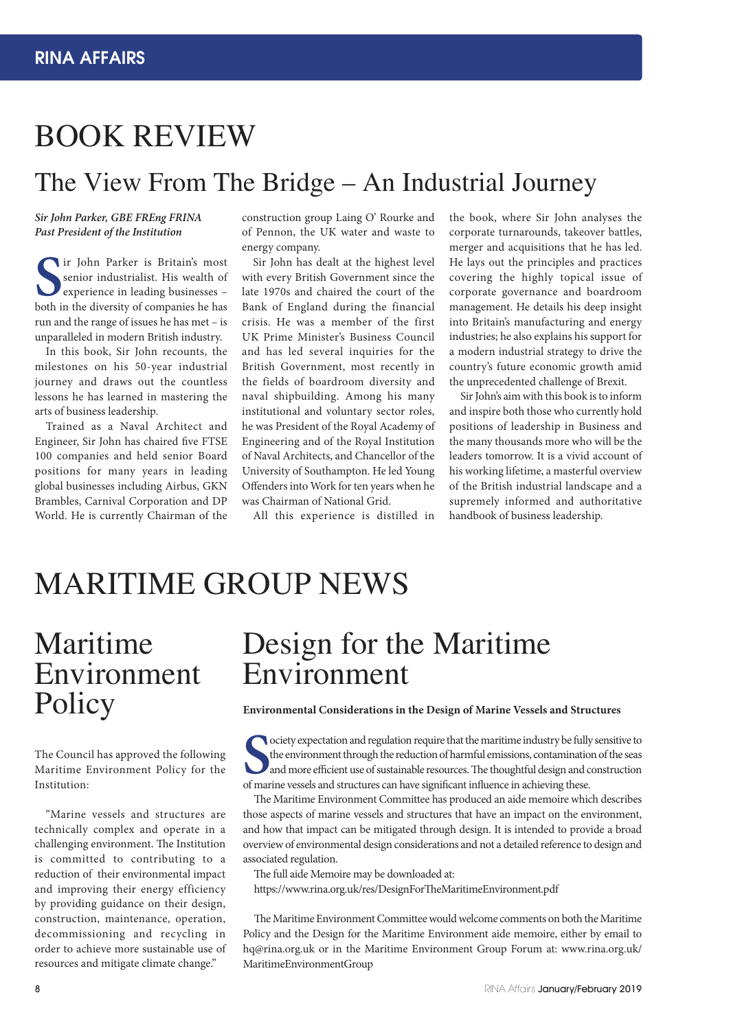# BOOK REVIEW

## The View From The Bridge – An Industrial Journey

***Sir John Parker, GBE FREng FRINA***
***Past President of the Institution***

Sir John Parker is Britain's most senior industrialist. His wealth of experience in leading businesses – both in the diversity of companies he has run and the range of issues he has met – is unparalleled in modern British industry.

In this book, Sir John recounts, the milestones on his 50-year industrial journey and draws out the countless lessons he has learned in mastering the arts of business leadership.

Trained as a Naval Architect and Engineer, Sir John has chaired five FTSE 100 companies and held senior Board positions for many years in leading global businesses including Airbus, GKN Brambles, Carnival Corporation and DP World. He is currently Chairman of the construction group Laing O' Rourke and of Pennon, the UK water and waste to energy company.

Sir John has dealt at the highest level with every British Government since the late 1970s and chaired the court of the Bank of England during the financial crisis. He was a member of the first UK Prime Minister's Business Council and has led several inquiries for the British Government, most recently in the fields of boardroom diversity and naval shipbuilding. Among his many institutional and voluntary sector roles, he was President of the Royal Academy of Engineering and of the Royal Institution of Naval Architects, and Chancellor of the University of Southampton. He led Young Offenders into Work for ten years when he was Chairman of National Grid.

All this experience is distilled in the book, where Sir John analyses the corporate turnarounds, takeover battles, merger and acquisitions that he has led. He lays out the principles and practices covering the highly topical issue of corporate governance and boardroom management. He details his deep insight into Britain's manufacturing and energy industries; he also explains his support for a modern industrial strategy to drive the country's future economic growth amid the unprecedented challenge of Brexit.

Sir John's aim with this book is to inform and inspire both those who currently hold positions of leadership in Business and the many thousands more who will be the leaders tomorrow. It is a vivid account of his working lifetime, a masterful overview of the British industrial landscape and a supremely informed and authoritative handbook of business leadership.

# MARITIME GROUP NEWS

## Maritime Environment Policy

The Council has approved the following Maritime Environment Policy for the Institution:

"Marine vessels and structures are technically complex and operate in a challenging environment. The Institution is committed to contributing to a reduction of their environmental impact and improving their energy efficiency by providing guidance on their design, construction, maintenance, operation, decommissioning and recycling in order to achieve more sustainable use of resources and mitigate climate change."

## Design for the Maritime Environment

**Environmental Considerations in the Design of Marine Vessels and Structures**

Society expectation and regulation require that the maritime industry be fully sensitive to the environment through the reduction of harmful emissions, contamination of the seas and more efficient use of sustainable resources. The thoughtful design and construction of marine vessels and structures can have significant influence in achieving these.

The Maritime Environment Committee has produced an aide memoire which describes those aspects of marine vessels and structures that have an impact on the environment, and how that impact can be mitigated through design. It is intended to provide a broad overview of environmental design considerations and not a detailed reference to design and associated regulation.

The full aide Memoire may be downloaded at:
https://www.rina.org.uk/res/DesignForTheMaritimeEnvironment.pdf

The Maritime Environment Committee would welcome comments on both the Maritime Policy and the Design for the Maritime Environment aide memoire, either by email to hq@rina.org.uk or in the Maritime Environment Group Forum at: www.rina.org.uk/MaritimeEnvironmentGroup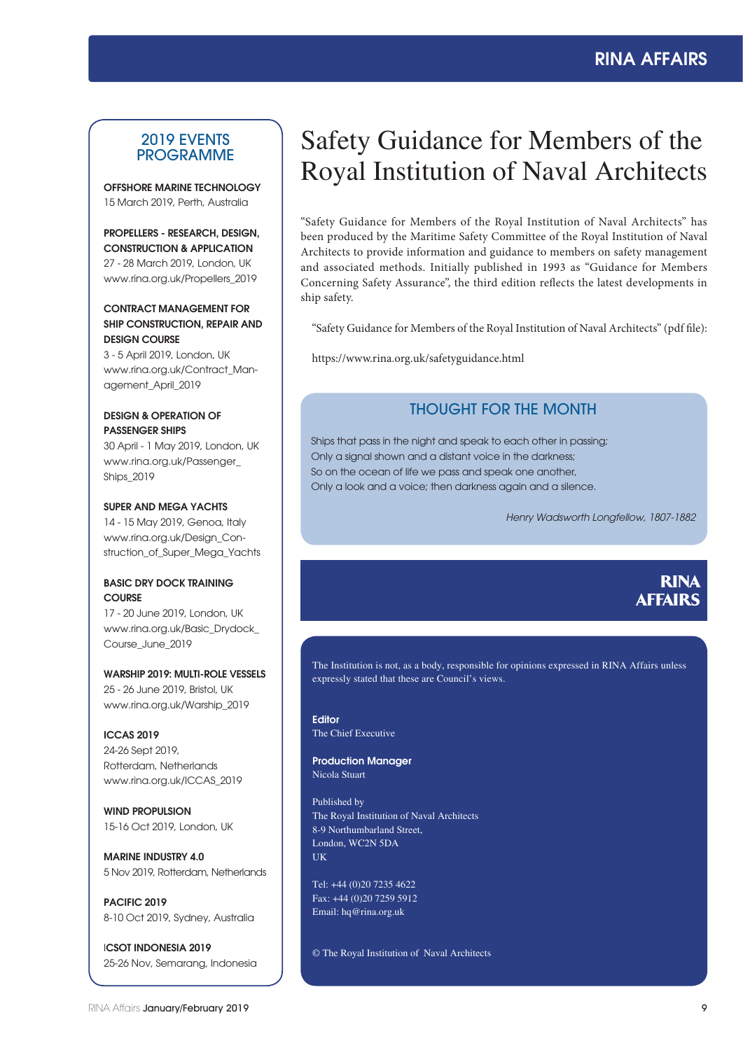## 2019 EVENTS PROGRAMME

**OFFSHORE MARINE TECHNOLOGY**
15 March 2019, Perth, Australia

**PROPELLERS - RESEARCH, DESIGN, CONSTRUCTION & APPLICATION**
27 - 28 March 2019, London, UK
www.rina.org.uk/Propellers_2019

**CONTRACT MANAGEMENT FOR SHIP CONSTRUCTION, REPAIR AND DESIGN COURSE**
3 - 5 April 2019, London, UK
www.rina.org.uk/Contract_Management_April_2019

**DESIGN & OPERATION OF PASSENGER SHIPS**
30 April - 1 May 2019, London, UK
www.rina.org.uk/Passenger_Ships_2019

**SUPER AND MEGA YACHTS**
14 - 15 May 2019, Genoa, Italy
www.rina.org.uk/Design_Construction_of_Super_Mega_Yachts

**BASIC DRY DOCK TRAINING COURSE**
17 - 20 June 2019, London, UK
www.rina.org.uk/Basic_Drydock_Course_June_2019

**WARSHIP 2019: MULTI-ROLE VESSELS**
25 - 26 June 2019, Bristol, UK
www.rina.org.uk/Warship_2019

**ICCAS 2019**
24-26 Sept 2019, Rotterdam, Netherlands
www.rina.org.uk/ICCAS_2019

**WIND PROPULSION**
15-16 Oct 2019, London, UK

**MARINE INDUSTRY 4.0**
5 Nov 2019, Rotterdam, Netherlands

**PACIFIC 2019**
8-10 Oct 2019, Sydney, Australia

**ICSOT INDONESIA 2019**
25-26 Nov, Semarang, Indonesia

# Safety Guidance for Members of the Royal Institution of Naval Architects

"Safety Guidance for Members of the Royal Institution of Naval Architects" has been produced by the Maritime Safety Committee of the Royal Institution of Naval Architects to provide information and guidance to members on safety management and associated methods. Initially published in 1993 as "Guidance for Members Concerning Safety Assurance", the third edition reflects the latest developments in ship safety.

"Safety Guidance for Members of the Royal Institution of Naval Architects" (pdf file):

https://www.rina.org.uk/safetyguidance.html

## THOUGHT FOR THE MONTH

Ships that pass in the night and speak to each other in passing;
Only a signal shown and a distant voice in the darkness;
So on the ocean of life we pass and speak one another,
Only a look and a voice; then darkness again and a silence.

*Henry Wadsworth Longfellow, 1807-1882*

## RINA AFFAIRS

The Institution is not, as a body, responsible for opinions expressed in RINA Affairs unless expressly stated that these are Council's views.

**Editor**
The Chief Executive

**Production Manager**
Nicola Stuart

Published by
The Royal Institution of Naval Architects
8-9 Northumbarland Street,
London, WC2N 5DA
UK

Tel: +44 (0)20 7235 4622
Fax: +44 (0)20 7259 5912
Email: hq@rina.org.uk

© The Royal Institution of Naval Architects